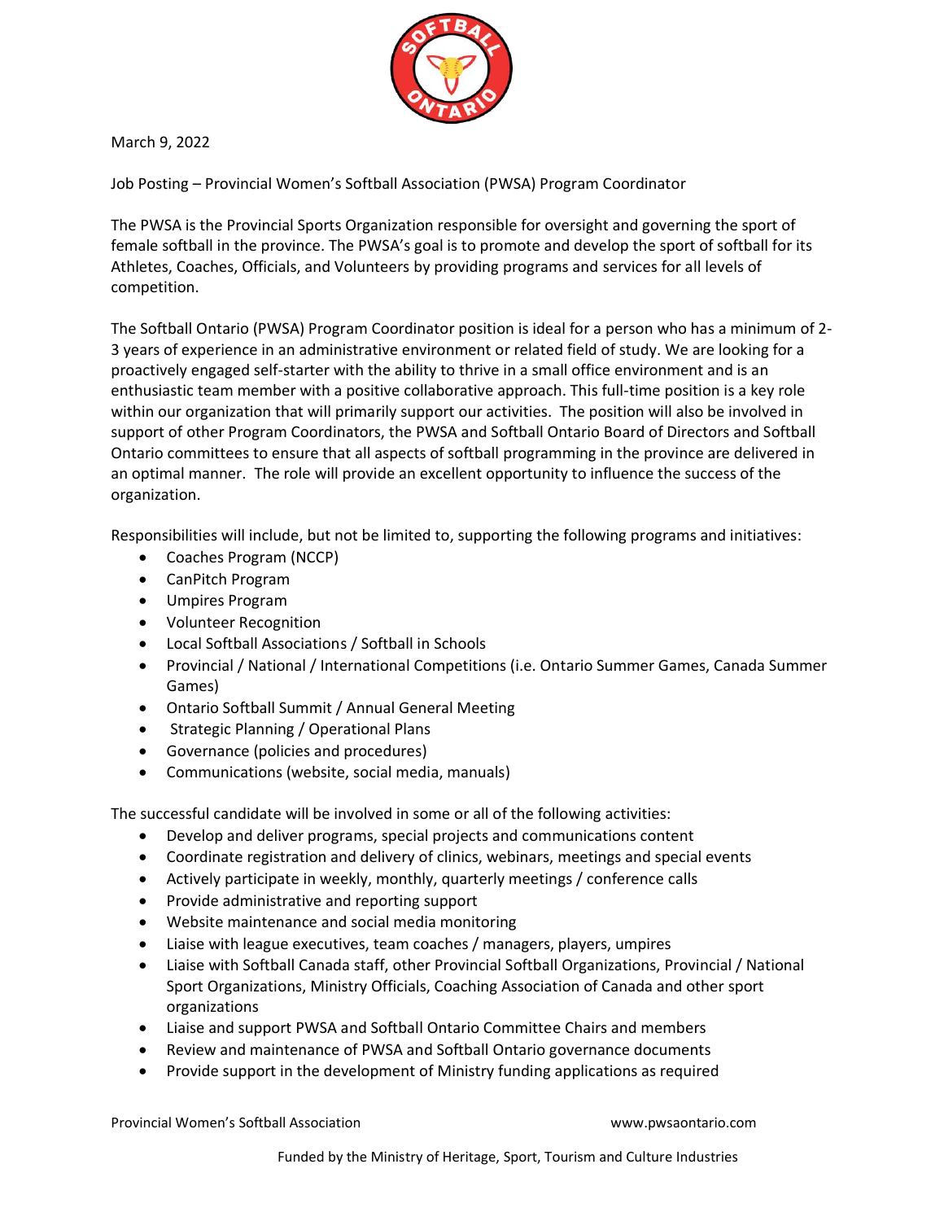March 9, 2022

Job Posting – Provincial Women's Softball Association (PWSA) Program Coordinator

The PWSA is the Provincial Sports Organization responsible for oversight and governing the sport of female softball in the province. The PWSA's goal is to promote and develop the sport of softball for its Athletes, Coaches, Officials, and Volunteers by providing programs and services for all levels of competition.

The Softball Ontario (PWSA) Program Coordinator position is ideal for a person who has a minimum of 2-3 years of experience in an administrative environment or related field of study. We are looking for a proactively engaged self-starter with the ability to thrive in a small office environment and is an enthusiastic team member with a positive collaborative approach. This full-time position is a key role within our organization that will primarily support our activities. The position will also be involved in support of other Program Coordinators, the PWSA and Softball Ontario Board of Directors and Softball Ontario committees to ensure that all aspects of softball programming in the province are delivered in an optimal manner. The role will provide an excellent opportunity to influence the success of the organization.

Responsibilities will include, but not be limited to, supporting the following programs and initiatives:

- Coaches Program (NCCP)
- CanPitch Program
- Umpires Program
- Volunteer Recognition
- Local Softball Associations / Softball in Schools
- Provincial / National / International Competitions (i.e. Ontario Summer Games, Canada Summer Games)
- Ontario Softball Summit / Annual General Meeting
- Strategic Planning / Operational Plans
- Governance (policies and procedures)
- Communications (website, social media, manuals)

The successful candidate will be involved in some or all of the following activities:

- Develop and deliver programs, special projects and communications content
- Coordinate registration and delivery of clinics, webinars, meetings and special events
- Actively participate in weekly, monthly, quarterly meetings / conference calls
- Provide administrative and reporting support
- Website maintenance and social media monitoring
- Liaise with league executives, team coaches / managers, players, umpires
- Liaise with Softball Canada staff, other Provincial Softball Organizations, Provincial / National Sport Organizations, Ministry Officials, Coaching Association of Canada and other sport organizations
- Liaise and support PWSA and Softball Ontario Committee Chairs and members
- Review and maintenance of PWSA and Softball Ontario governance documents
- Provide support in the development of Ministry funding applications as required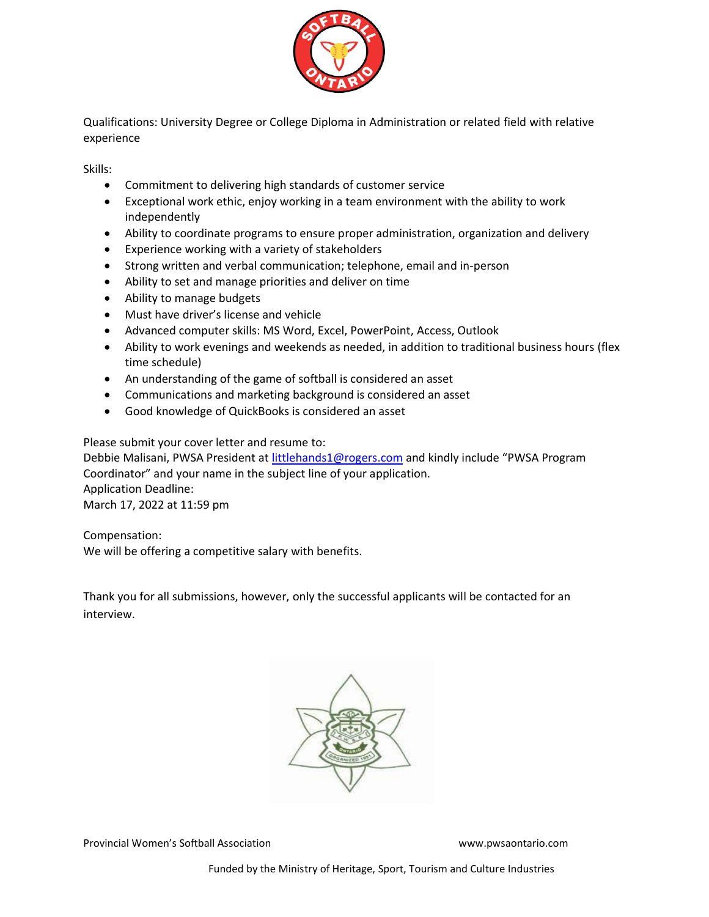Qualifications: University Degree or College Diploma in Administration or related field with relative experience

Skills:

- Commitment to delivering high standards of customer service
- Exceptional work ethic, enjoy working in a team environment with the ability to work independently
- Ability to coordinate programs to ensure proper administration, organization and delivery
- Experience working with a variety of stakeholders
- Strong written and verbal communication; telephone, email and in-person
- Ability to set and manage priorities and deliver on time
- Ability to manage budgets
- Must have driver's license and vehicle
- Advanced computer skills: MS Word, Excel, PowerPoint, Access, Outlook
- Ability to work evenings and weekends as needed, in addition to traditional business hours (flex time schedule)
- An understanding of the game of softball is considered an asset
- Communications and marketing background is considered an asset
- Good knowledge of QuickBooks is considered an asset

Please submit your cover letter and resume to:
Debbie Malisani, PWSA President at littlehands1@rogers.com and kindly include "PWSA Program Coordinator" and your name in the subject line of your application.
Application Deadline:
March 17, 2022 at 11:59 pm

Compensation:
We will be offering a competitive salary with benefits.

Thank you for all submissions, however, only the successful applicants will be contacted for an interview.

Provincial Women's Softball Association www.pwsaontario.com

Funded by the Ministry of Heritage, Sport, Tourism and Culture Industries